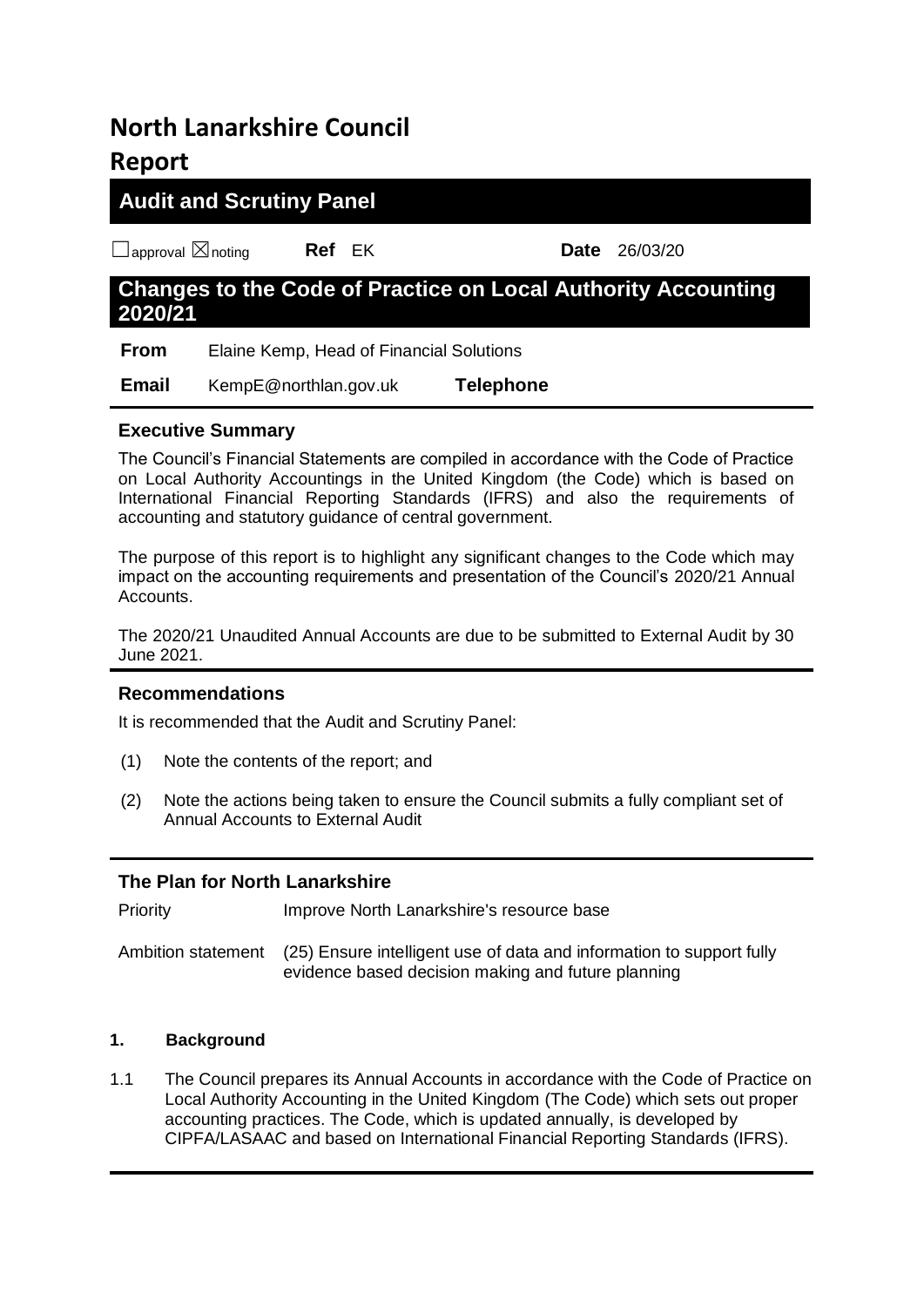# North Lanarkshire Council

# Report

## Audit and Scrutiny Panel

☐approval ☒noting **Ref** EK **Date** 26/03/20

## Changes to the Code of Practice on Local Authority Accounting 2020/21

**From** Elaine Kemp, Head of Financial Solutions

**Email** KempE@northlan.gov.uk **Telephone**

### Executive Summary

The Council's Financial Statements are compiled in accordance with the Code of Practice on Local Authority Accountings in the United Kingdom (the Code) which is based on International Financial Reporting Standards (IFRS) and also the requirements of accounting and statutory guidance of central government.

The purpose of this report is to highlight any significant changes to the Code which may impact on the accounting requirements and presentation of the Council's 2020/21 Annual Accounts.

The 2020/21 Unaudited Annual Accounts are due to be submitted to External Audit by 30 June 2021.

### Recommendations

It is recommended that the Audit and Scrutiny Panel:

(1) Note the contents of the report; and

(2) Note the actions being taken to ensure the Council submits a fully compliant set of Annual Accounts to External Audit

### The Plan for North Lanarkshire

Priority: Improve North Lanarkshire's resource base

Ambition statement: (25) Ensure intelligent use of data and information to support fully evidence based decision making and future planning

#### 1. Background

1.1 The Council prepares its Annual Accounts in accordance with the Code of Practice on Local Authority Accounting in the United Kingdom (The Code) which sets out proper accounting practices. The Code, which is updated annually, is developed by CIPFA/LASAAC and based on International Financial Reporting Standards (IFRS).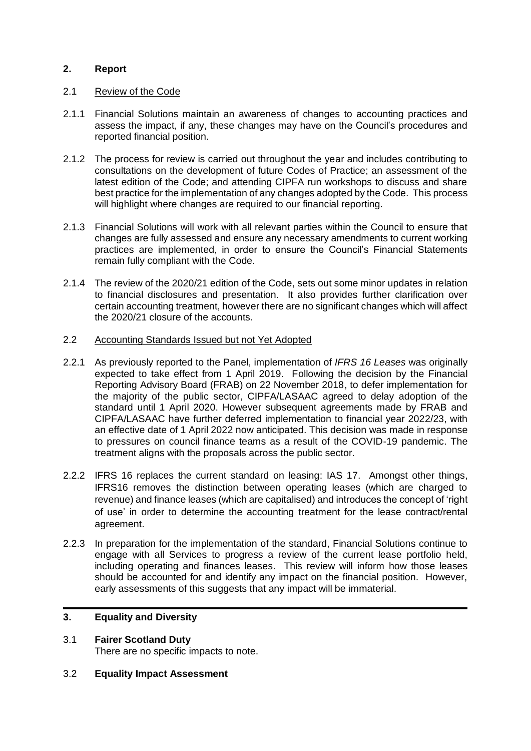## 2. Report

### 2.1 Review of the Code

2.1.1 Financial Solutions maintain an awareness of changes to accounting practices and assess the impact, if any, these changes may have on the Council's procedures and reported financial position.

2.1.2 The process for review is carried out throughout the year and includes contributing to consultations on the development of future Codes of Practice; an assessment of the latest edition of the Code; and attending CIPFA run workshops to discuss and share best practice for the implementation of any changes adopted by the Code. This process will highlight where changes are required to our financial reporting.

2.1.3 Financial Solutions will work with all relevant parties within the Council to ensure that changes are fully assessed and ensure any necessary amendments to current working practices are implemented, in order to ensure the Council's Financial Statements remain fully compliant with the Code.

2.1.4 The review of the 2020/21 edition of the Code, sets out some minor updates in relation to financial disclosures and presentation. It also provides further clarification over certain accounting treatment, however there are no significant changes which will affect the 2020/21 closure of the accounts.

### 2.2 Accounting Standards Issued but not Yet Adopted

2.2.1 As previously reported to the Panel, implementation of *IFRS 16 Leases* was originally expected to take effect from 1 April 2019. Following the decision by the Financial Reporting Advisory Board (FRAB) on 22 November 2018, to defer implementation for the majority of the public sector, CIPFA/LASAAC agreed to delay adoption of the standard until 1 April 2020. However subsequent agreements made by FRAB and CIPFA/LASAAC have further deferred implementation to financial year 2022/23, with an effective date of 1 April 2022 now anticipated. This decision was made in response to pressures on council finance teams as a result of the COVID-19 pandemic. The treatment aligns with the proposals across the public sector.

2.2.2 IFRS 16 replaces the current standard on leasing: IAS 17. Amongst other things, IFRS16 removes the distinction between operating leases (which are charged to revenue) and finance leases (which are capitalised) and introduces the concept of 'right of use' in order to determine the accounting treatment for the lease contract/rental agreement.

2.2.3 In preparation for the implementation of the standard, Financial Solutions continue to engage with all Services to progress a review of the current lease portfolio held, including operating and finances leases. This review will inform how those leases should be accounted for and identify any impact on the financial position. However, early assessments of this suggests that any impact will be immaterial.

## 3. Equality and Diversity

### 3.1 Fairer Scotland Duty

There are no specific impacts to note.

### 3.2 Equality Impact Assessment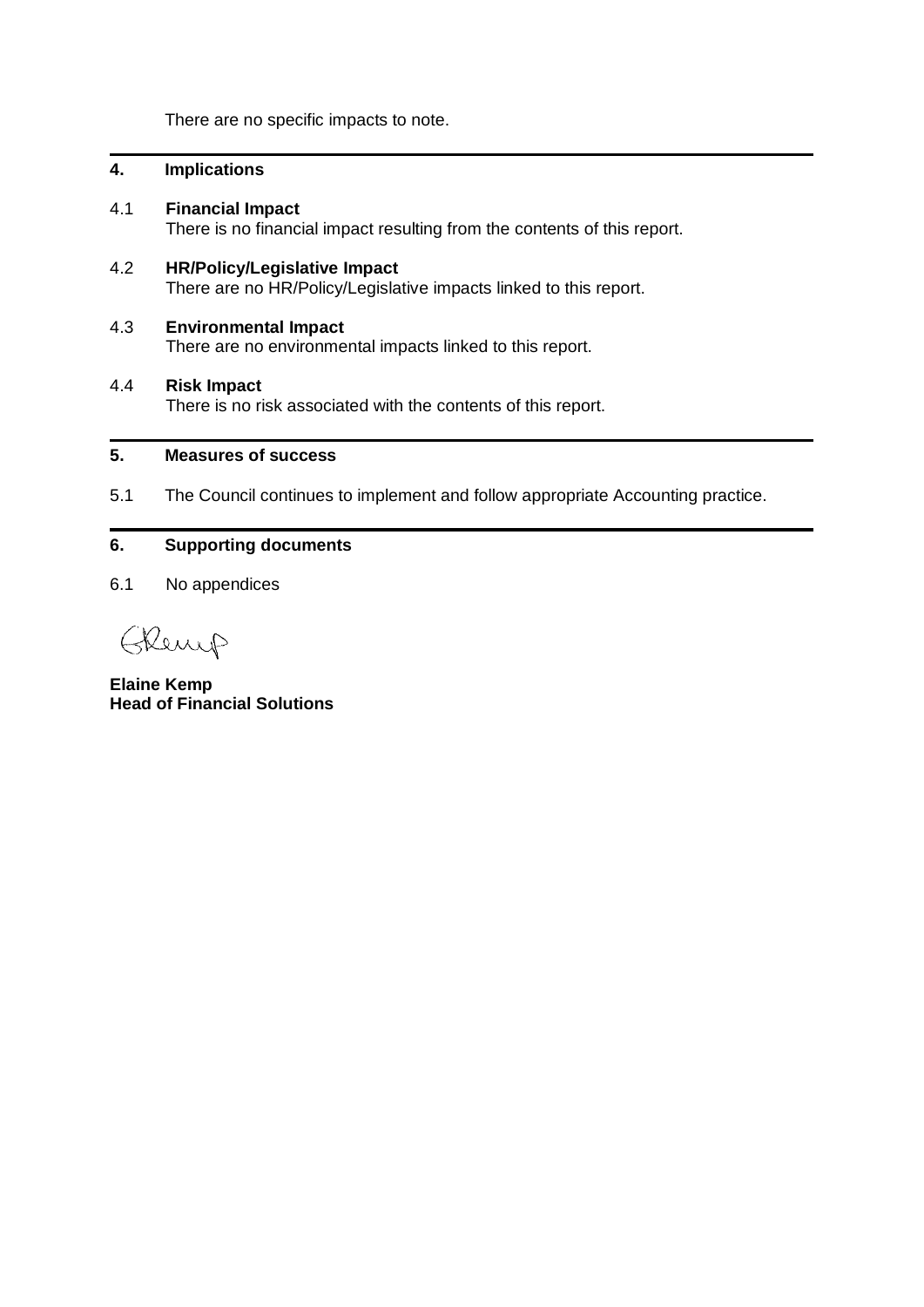There are no specific impacts to note.

## 4. Implications

4.1 **Financial Impact**
There is no financial impact resulting from the contents of this report.

4.2 **HR/Policy/Legislative Impact**
There are no HR/Policy/Legislative impacts linked to this report.

4.3 **Environmental Impact**
There are no environmental impacts linked to this report.

4.4 **Risk Impact**
There is no risk associated with the contents of this report.

## 5. Measures of success

5.1 The Council continues to implement and follow appropriate Accounting practice.

## 6. Supporting documents

6.1 No appendices

**Elaine Kemp**
**Head of Financial Solutions**